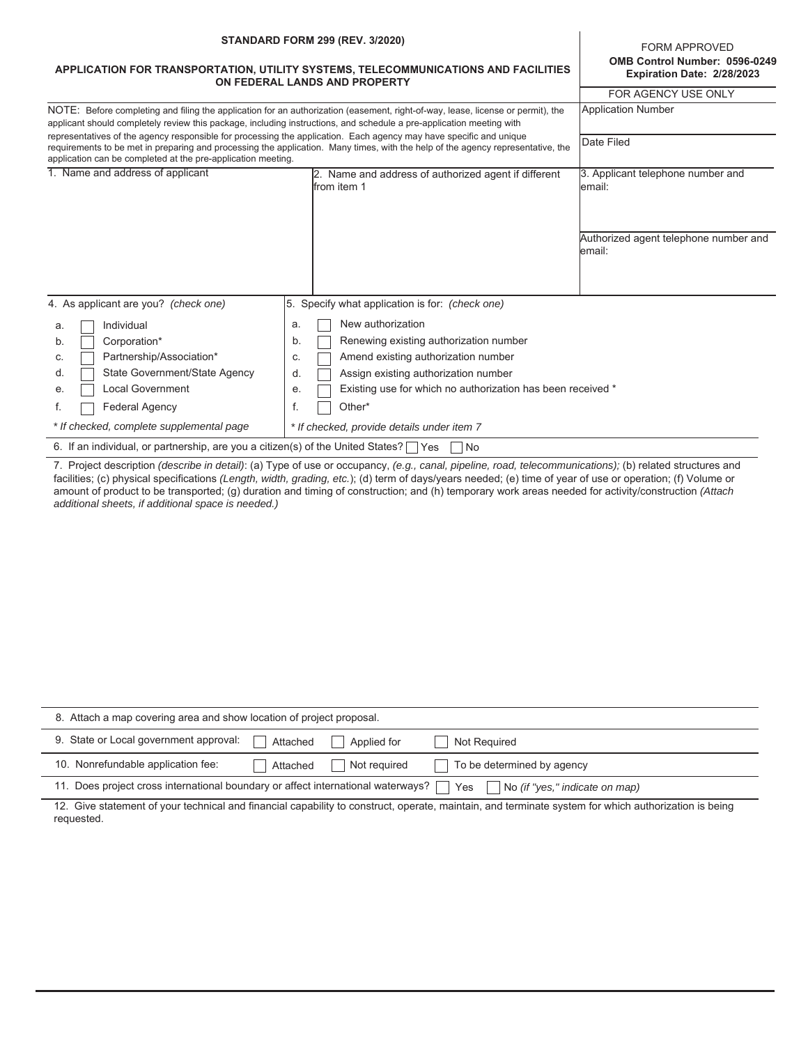**STANDARD FORM 299 (REV. 3/2020)**

**APPLICATION FOR TRANSPORTATION, UTILITY SYSTEMS, TELECOMMUNICATIONS AND FACILITIES ON FEDERAL LANDS AND PROPERTY**

FORM APPROVED
**OMB Control Number: 0596-0249**
**Expiration Date: 2/28/2023**

FOR AGENCY USE ONLY

Application Number

Date Filed

NOTE: Before completing and filing the application for an authorization (easement, right-of-way, lease, license or permit), the applicant should completely review this package, including instructions, and schedule a pre-application meeting with representatives of the agency responsible for processing the application. Each agency may have specific and unique requirements to be met in preparing and processing the application. Many times, with the help of the agency representative, the application can be completed at the pre-application meeting.

| 1. Name and address of applicant | 2. Name and address of authorized agent if different from item 1 | 3. Applicant telephone number and email: |
|---|---|---|
| | | Authorized agent telephone number and email: |

4. As applicant are you? *(check one)*

- a. ☐ Individual
- b. ☐ Corporation*
- c. ☐ Partnership/Association*
- d. ☐ State Government/State Agency
- e. ☐ Local Government
- f. ☐ Federal Agency

*\* If checked, complete supplemental page*

5. Specify what application is for: *(check one)*

- a. ☐ New authorization
- b. ☐ Renewing existing authorization number
- c. ☐ Amend existing authorization number
- d. ☐ Assign existing authorization number
- e. ☐ Existing use for which no authorization has been received *
- f. ☐ Other*

*\* If checked, provide details under item 7*

6. If an individual, or partnership, are you a citizen(s) of the United States? ☐ Yes ☐ No

7. Project description *(describe in detail)*: (a) Type of use or occupancy, *(e.g., canal, pipeline, road, telecommunications);* (b) related structures and facilities; (c) physical specifications *(Length, width, grading, etc.)*; (d) term of days/years needed; (e) time of year of use or operation; (f) Volume or amount of product to be transported; (g) duration and timing of construction; and (h) temporary work areas needed for activity/construction *(Attach additional sheets, if additional space is needed.)*

8. Attach a map covering area and show location of project proposal.

9. State or Local government approval: ☐ Attached ☐ Applied for ☐ Not Required

10. Nonrefundable application fee: ☐ Attached ☐ Not required ☐ To be determined by agency

11. Does project cross international boundary or affect international waterways? ☐ Yes ☐ No *(if "yes," indicate on map)*

12. Give statement of your technical and financial capability to construct, operate, maintain, and terminate system for which authorization is being requested.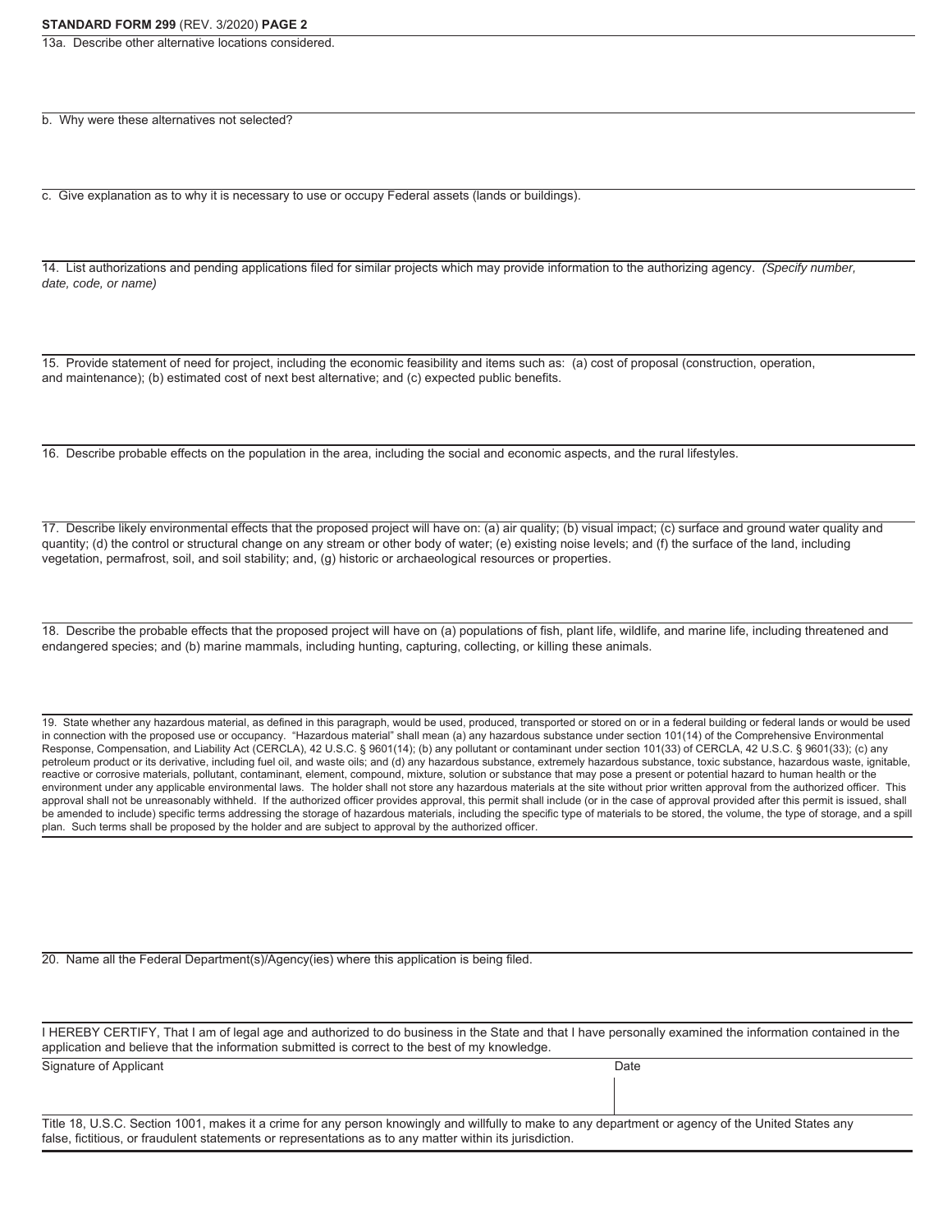**STANDARD FORM 299** (REV. 3/2020) **PAGE 2**

13a. Describe other alternative locations considered.

b. Why were these alternatives not selected?

c. Give explanation as to why it is necessary to use or occupy Federal assets (lands or buildings).

14. List authorizations and pending applications filed for similar projects which may provide information to the authorizing agency. *(Specify number, date, code, or name)*

15. Provide statement of need for project, including the economic feasibility and items such as: (a) cost of proposal (construction, operation, and maintenance); (b) estimated cost of next best alternative; and (c) expected public benefits.

16. Describe probable effects on the population in the area, including the social and economic aspects, and the rural lifestyles.

17. Describe likely environmental effects that the proposed project will have on: (a) air quality; (b) visual impact; (c) surface and ground water quality and quantity; (d) the control or structural change on any stream or other body of water; (e) existing noise levels; and (f) the surface of the land, including vegetation, permafrost, soil, and soil stability; and, (g) historic or archaeological resources or properties.

18. Describe the probable effects that the proposed project will have on (a) populations of fish, plant life, wildlife, and marine life, including threatened and endangered species; and (b) marine mammals, including hunting, capturing, collecting, or killing these animals.

19. State whether any hazardous material, as defined in this paragraph, would be used, produced, transported or stored on or in a federal building or federal lands or would be used in connection with the proposed use or occupancy. "Hazardous material" shall mean (a) any hazardous substance under section 101(14) of the Comprehensive Environmental Response, Compensation, and Liability Act (CERCLA), 42 U.S.C. § 9601(14); (b) any pollutant or contaminant under section 101(33) of CERCLA, 42 U.S.C. § 9601(33); (c) any petroleum product or its derivative, including fuel oil, and waste oils; and (d) any hazardous substance, extremely hazardous substance, toxic substance, hazardous waste, ignitable, reactive or corrosive materials, pollutant, contaminant, element, compound, mixture, solution or substance that may pose a present or potential hazard to human health or the environment under any applicable environmental laws. The holder shall not store any hazardous materials at the site without prior written approval from the authorized officer. This approval shall not be unreasonably withheld. If the authorized officer provides approval, this permit shall include (or in the case of approval provided after this permit is issued, shall be amended to include) specific terms addressing the storage of hazardous materials, including the specific type of materials to be stored, the volume, the type of storage, and a spill plan. Such terms shall be proposed by the holder and are subject to approval by the authorized officer.

20. Name all the Federal Department(s)/Agency(ies) where this application is being filed.

I HEREBY CERTIFY, That I am of legal age and authorized to do business in the State and that I have personally examined the information contained in the application and believe that the information submitted is correct to the best of my knowledge.

| Signature of Applicant | Date |
|---|---|
| | |

Title 18, U.S.C. Section 1001, makes it a crime for any person knowingly and willfully to make to any department or agency of the United States any false, fictitious, or fraudulent statements or representations as to any matter within its jurisdiction.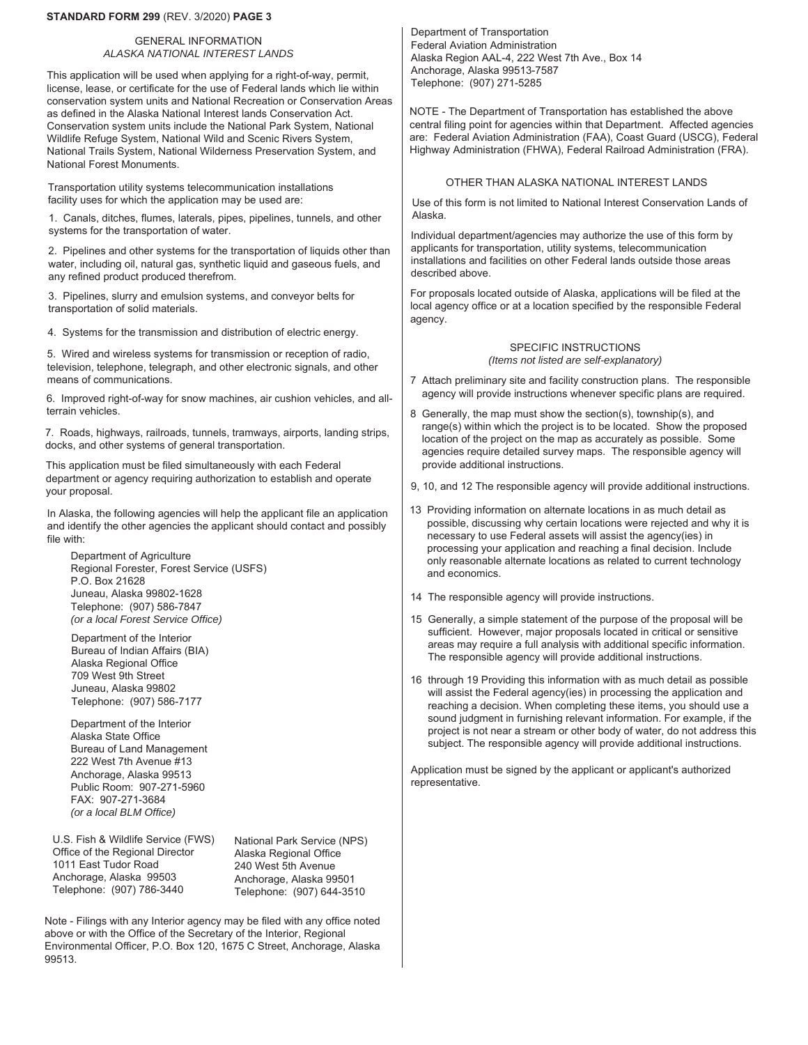**STANDARD FORM 299** (REV. 3/2020) **PAGE 3**

## GENERAL INFORMATION
### *ALASKA NATIONAL INTEREST LANDS*

This application will be used when applying for a right-of-way, permit, license, lease, or certificate for the use of Federal lands which lie within conservation system units and National Recreation or Conservation Areas as defined in the Alaska National Interest lands Conservation Act. Conservation system units include the National Park System, National Wildlife Refuge System, National Wild and Scenic Rivers System, National Trails System, National Wilderness Preservation System, and National Forest Monuments.

Transportation utility systems telecommunication installations facility uses for which the application may be used are:

1. Canals, ditches, flumes, laterals, pipes, pipelines, tunnels, and other systems for the transportation of water.

2. Pipelines and other systems for the transportation of liquids other than water, including oil, natural gas, synthetic liquid and gaseous fuels, and any refined product produced therefrom.

3. Pipelines, slurry and emulsion systems, and conveyor belts for transportation of solid materials.

4. Systems for the transmission and distribution of electric energy.

5. Wired and wireless systems for transmission or reception of radio, television, telephone, telegraph, and other electronic signals, and other means of communications.

6. Improved right-of-way for snow machines, air cushion vehicles, and all-terrain vehicles.

7. Roads, highways, railroads, tunnels, tramways, airports, landing strips, docks, and other systems of general transportation.

This application must be filed simultaneously with each Federal department or agency requiring authorization to establish and operate your proposal.

In Alaska, the following agencies will help the applicant file an application and identify the other agencies the applicant should contact and possibly file with:

Department of Agriculture
Regional Forester, Forest Service (USFS)
P.O. Box 21628
Juneau, Alaska 99802-1628
Telephone: (907) 586-7847
*(or a local Forest Service Office)*

Department of the Interior
Bureau of Indian Affairs (BIA)
Alaska Regional Office
709 West 9th Street
Juneau, Alaska 99802
Telephone: (907) 586-7177

Department of the Interior
Alaska State Office
Bureau of Land Management
222 West 7th Avenue #13
Anchorage, Alaska 99513
Public Room: 907-271-5960
FAX: 907-271-3684
*(or a local BLM Office)*

U.S. Fish & Wildlife Service (FWS)
Office of the Regional Director
1011 East Tudor Road
Anchorage, Alaska 99503
Telephone: (907) 786-3440

National Park Service (NPS)
Alaska Regional Office
240 West 5th Avenue
Anchorage, Alaska 99501
Telephone: (907) 644-3510

Note - Filings with any Interior agency may be filed with any office noted above or with the Office of the Secretary of the Interior, Regional Environmental Officer, P.O. Box 120, 1675 C Street, Anchorage, Alaska 99513.

Department of Transportation
Federal Aviation Administration
Alaska Region AAL-4, 222 West 7th Ave., Box 14
Anchorage, Alaska 99513-7587
Telephone: (907) 271-5285

NOTE - The Department of Transportation has established the above central filing point for agencies within that Department. Affected agencies are: Federal Aviation Administration (FAA), Coast Guard (USCG), Federal Highway Administration (FHWA), Federal Railroad Administration (FRA).

## OTHER THAN ALASKA NATIONAL INTEREST LANDS

Use of this form is not limited to National Interest Conservation Lands of Alaska.

Individual department/agencies may authorize the use of this form by applicants for transportation, utility systems, telecommunication installations and facilities on other Federal lands outside those areas described above.

For proposals located outside of Alaska, applications will be filed at the local agency office or at a location specified by the responsible Federal agency.

## SPECIFIC INSTRUCTIONS
*(Items not listed are self-explanatory)*

7 Attach preliminary site and facility construction plans. The responsible agency will provide instructions whenever specific plans are required.

8 Generally, the map must show the section(s), township(s), and range(s) within which the project is to be located. Show the proposed location of the project on the map as accurately as possible. Some agencies require detailed survey maps. The responsible agency will provide additional instructions.

9, 10, and 12 The responsible agency will provide additional instructions.

13 Providing information on alternate locations in as much detail as possible, discussing why certain locations were rejected and why it is necessary to use Federal assets will assist the agency(ies) in processing your application and reaching a final decision. Include only reasonable alternate locations as related to current technology and economics.

14 The responsible agency will provide instructions.

15 Generally, a simple statement of the purpose of the proposal will be sufficient. However, major proposals located in critical or sensitive areas may require a full analysis with additional specific information. The responsible agency will provide additional instructions.

16 through 19 Providing this information with as much detail as possible will assist the Federal agency(ies) in processing the application and reaching a decision. When completing these items, you should use a sound judgment in furnishing relevant information. For example, if the project is not near a stream or other body of water, do not address this subject. The responsible agency will provide additional instructions.

Application must be signed by the applicant or applicant's authorized representative.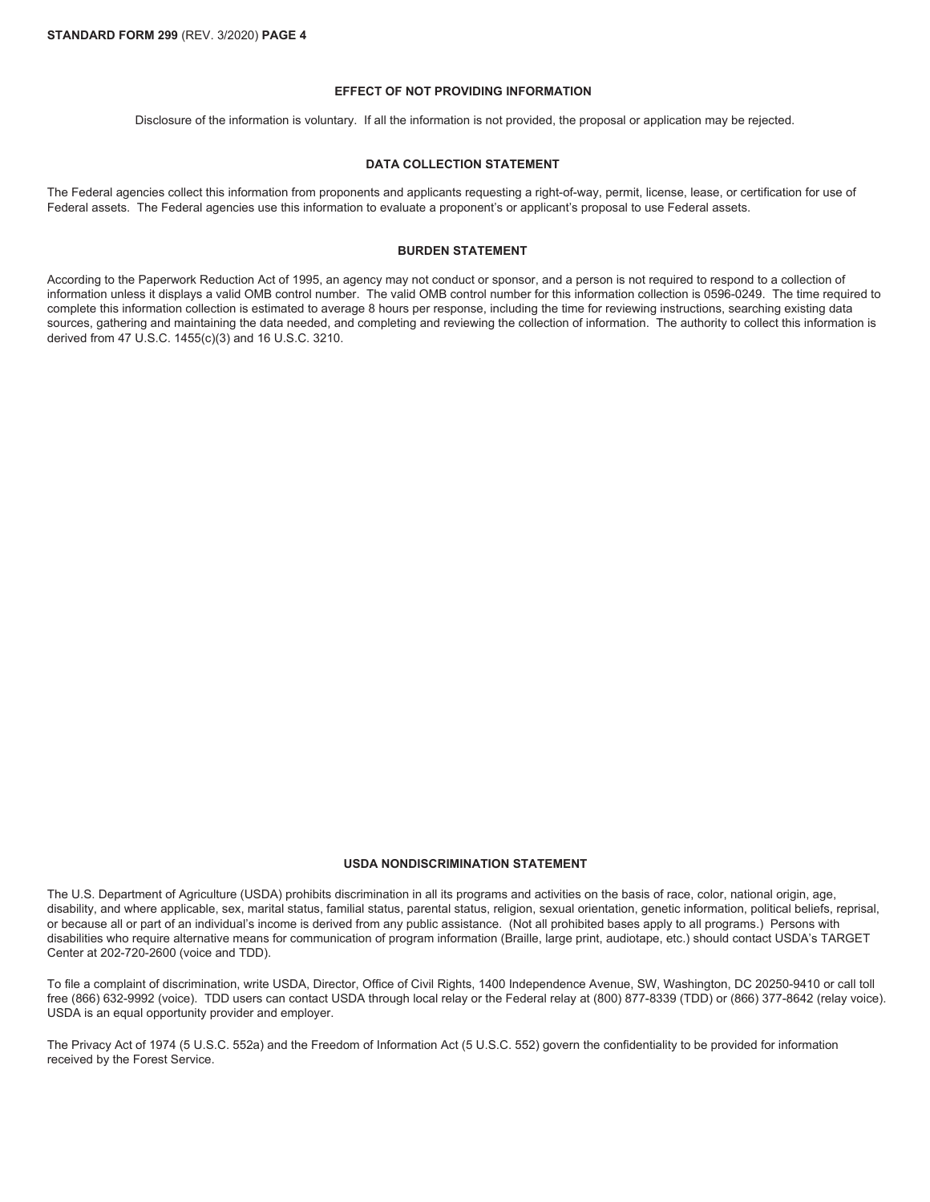## EFFECT OF NOT PROVIDING INFORMATION

Disclosure of the information is voluntary. If all the information is not provided, the proposal or application may be rejected.

## DATA COLLECTION STATEMENT

The Federal agencies collect this information from proponents and applicants requesting a right-of-way, permit, license, lease, or certification for use of Federal assets. The Federal agencies use this information to evaluate a proponent's or applicant's proposal to use Federal assets.

## BURDEN STATEMENT

According to the Paperwork Reduction Act of 1995, an agency may not conduct or sponsor, and a person is not required to respond to a collection of information unless it displays a valid OMB control number. The valid OMB control number for this information collection is 0596-0249. The time required to complete this information collection is estimated to average 8 hours per response, including the time for reviewing instructions, searching existing data sources, gathering and maintaining the data needed, and completing and reviewing the collection of information. The authority to collect this information is derived from 47 U.S.C. 1455(c)(3) and 16 U.S.C. 3210.

## USDA NONDISCRIMINATION STATEMENT

The U.S. Department of Agriculture (USDA) prohibits discrimination in all its programs and activities on the basis of race, color, national origin, age, disability, and where applicable, sex, marital status, familial status, parental status, religion, sexual orientation, genetic information, political beliefs, reprisal, or because all or part of an individual's income is derived from any public assistance. (Not all prohibited bases apply to all programs.) Persons with disabilities who require alternative means for communication of program information (Braille, large print, audiotape, etc.) should contact USDA's TARGET Center at 202-720-2600 (voice and TDD).

To file a complaint of discrimination, write USDA, Director, Office of Civil Rights, 1400 Independence Avenue, SW, Washington, DC 20250-9410 or call toll free (866) 632-9992 (voice). TDD users can contact USDA through local relay or the Federal relay at (800) 877-8339 (TDD) or (866) 377-8642 (relay voice). USDA is an equal opportunity provider and employer.

The Privacy Act of 1974 (5 U.S.C. 552a) and the Freedom of Information Act (5 U.S.C. 552) govern the confidentiality to be provided for information received by the Forest Service.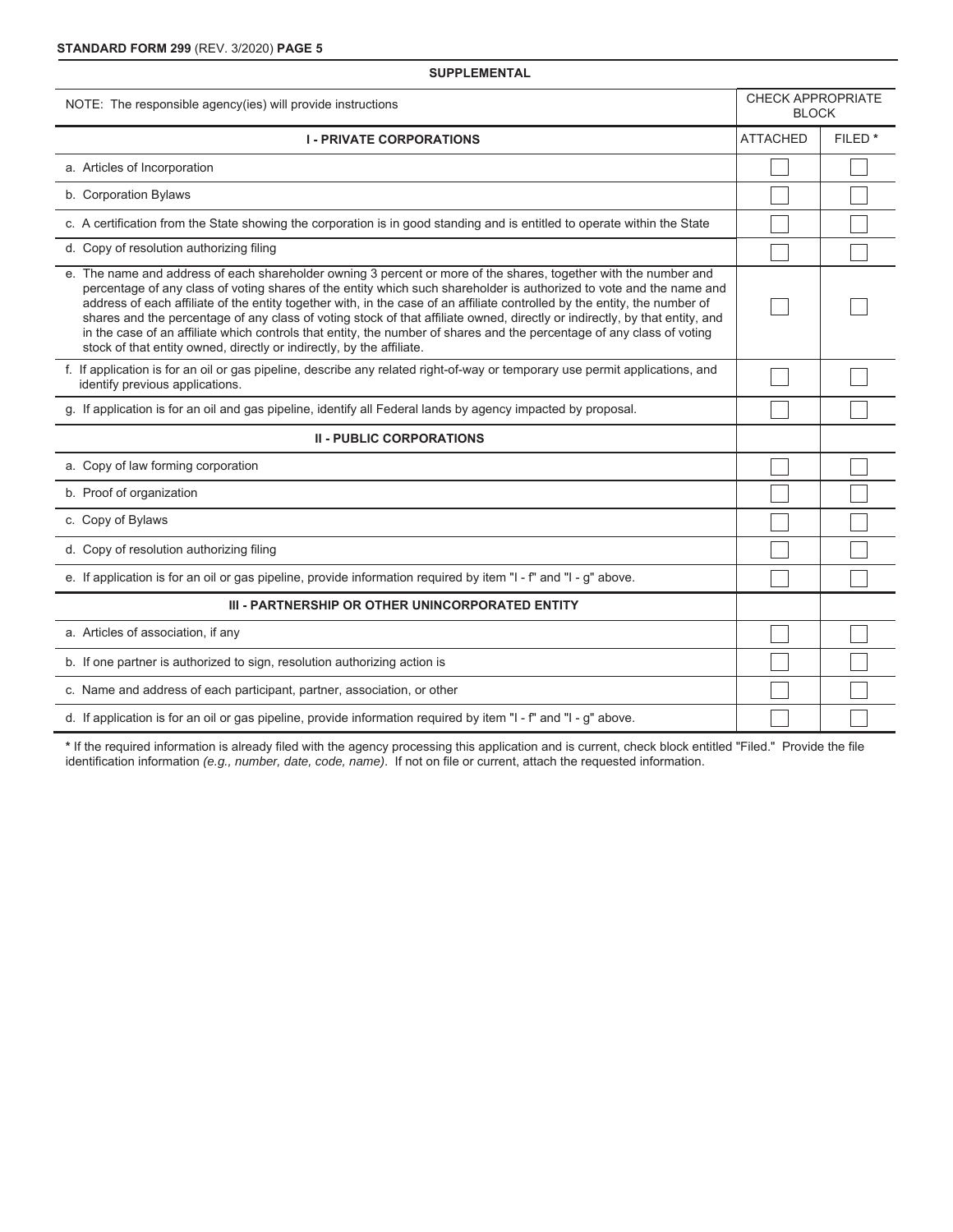**STANDARD FORM 299** (REV. 3/2020) **PAGE 5**

## SUPPLEMENTAL

| NOTE: The responsible agency(ies) will provide instructions | CHECK APPROPRIATE BLOCK | |
|---|---|---|
| **I - PRIVATE CORPORATIONS** | ATTACHED | FILED * |
| a. Articles of Incorporation | ☐ | ☐ |
| b. Corporation Bylaws | ☐ | ☐ |
| c. A certification from the State showing the corporation is in good standing and is entitled to operate within the State | ☐ | ☐ |
| d. Copy of resolution authorizing filing | ☐ | ☐ |
| e. The name and address of each shareholder owning 3 percent or more of the shares, together with the number and percentage of any class of voting shares of the entity which such shareholder is authorized to vote and the name and address of each affiliate of the entity together with, in the case of an affiliate controlled by the entity, the number of shares and the percentage of any class of voting stock of that affiliate owned, directly or indirectly, by that entity, and in the case of an affiliate which controls that entity, the number of shares and the percentage of any class of voting stock of that entity owned, directly or indirectly, by the affiliate. | ☐ | ☐ |
| f. If application is for an oil or gas pipeline, describe any related right-of-way or temporary use permit applications, and identify previous applications. | ☐ | ☐ |
| g. If application is for an oil and gas pipeline, identify all Federal lands by agency impacted by proposal. | ☐ | ☐ |
| **II - PUBLIC CORPORATIONS** | | |
| a. Copy of law forming corporation | ☐ | ☐ |
| b. Proof of organization | ☐ | ☐ |
| c. Copy of Bylaws | ☐ | ☐ |
| d. Copy of resolution authorizing filing | ☐ | ☐ |
| e. If application is for an oil or gas pipeline, provide information required by item "I - f" and "I - g" above. | ☐ | ☐ |
| **III - PARTNERSHIP OR OTHER UNINCORPORATED ENTITY** | | |
| a. Articles of association, if any | ☐ | ☐ |
| b. If one partner is authorized to sign, resolution authorizing action is | ☐ | ☐ |
| c. Name and address of each participant, partner, association, or other | ☐ | ☐ |
| d. If application is for an oil or gas pipeline, provide information required by item "I - f" and "I - g" above. | ☐ | ☐ |

**\*** If the required information is already filed with the agency processing this application and is current, check block entitled "Filed." Provide the file identification information *(e.g., number, date, code, name)*. If not on file or current, attach the requested information.